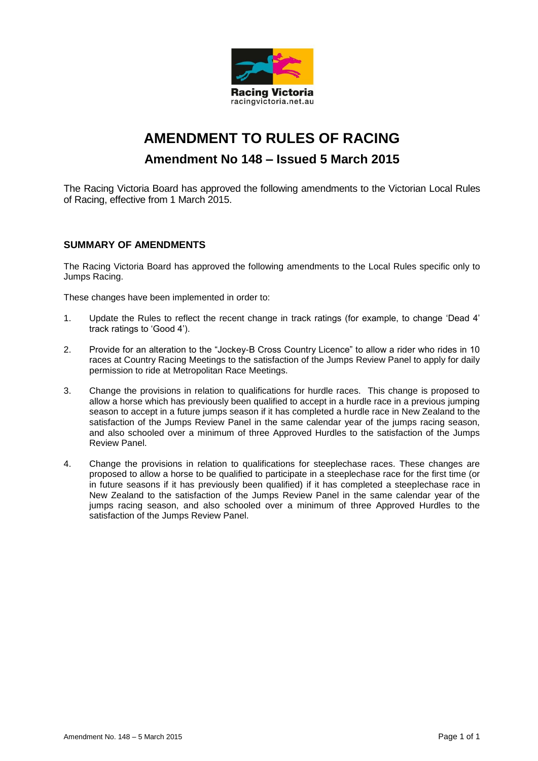# AMENDMENT TO RULES OF RACING

## Amendment No 148 – Issued 5 March 2015

The Racing Victoria Board has approved the following amendments to the Victorian Local Rules of Racing, effective from 1 March 2015.

### SUMMARY OF AMENDMENTS

The Racing Victoria Board has approved the following amendments to the Local Rules specific only to Jumps Racing.

These changes have been implemented in order to:

1. Update the Rules to reflect the recent change in track ratings (for example, to change 'Dead 4' track ratings to 'Good 4').

2. Provide for an alteration to the "Jockey-B Cross Country Licence" to allow a rider who rides in 10 races at Country Racing Meetings to the satisfaction of the Jumps Review Panel to apply for daily permission to ride at Metropolitan Race Meetings.

3. Change the provisions in relation to qualifications for hurdle races. This change is proposed to allow a horse which has previously been qualified to accept in a hurdle race in a previous jumping season to accept in a future jumps season if it has completed a hurdle race in New Zealand to the satisfaction of the Jumps Review Panel in the same calendar year of the jumps racing season, and also schooled over a minimum of three Approved Hurdles to the satisfaction of the Jumps Review Panel.

4. Change the provisions in relation to qualifications for steeplechase races. These changes are proposed to allow a horse to be qualified to participate in a steeplechase race for the first time (or in future seasons if it has previously been qualified) if it has completed a steeplechase race in New Zealand to the satisfaction of the Jumps Review Panel in the same calendar year of the jumps racing season, and also schooled over a minimum of three Approved Hurdles to the satisfaction of the Jumps Review Panel.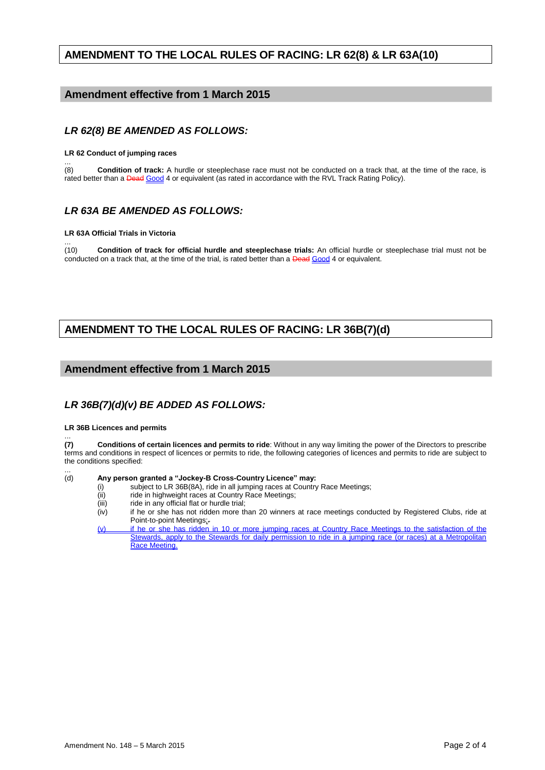# AMENDMENT TO THE LOCAL RULES OF RACING: LR 62(8) & LR 63A(10)

## Amendment effective from 1 March 2015

### *LR 62(8) BE AMENDED AS FOLLOWS:*

**LR 62 Conduct of jumping races**

...

(8) **Condition of track:** A hurdle or steeplechase race must not be conducted on a track that, at the time of the race, is rated better than a ~~Dead~~ Good 4 or equivalent (as rated in accordance with the RVL Track Rating Policy).

### *LR 63A BE AMENDED AS FOLLOWS:*

**LR 63A Official Trials in Victoria**

...

(10) **Condition of track for official hurdle and steeplechase trials:** An official hurdle or steeplechase trial must not be conducted on a track that, at the time of the trial, is rated better than a ~~Dead~~ Good 4 or equivalent.

# AMENDMENT TO THE LOCAL RULES OF RACING: LR 36B(7)(d)

## Amendment effective from 1 March 2015

### *LR 36B(7)(d)(v) BE ADDED AS FOLLOWS:*

**LR 36B Licences and permits**

...

**(7) Conditions of certain licences and permits to ride**: Without in any way limiting the power of the Directors to prescribe terms and conditions in respect of licences or permits to ride, the following categories of licences and permits to ride are subject to the conditions specified:

...

(d) **Any person granted a "Jockey-B Cross-Country Licence" may:**

(i) subject to LR 36B(8A), ride in all jumping races at Country Race Meetings;

(ii) ride in highweight races at Country Race Meetings;

(iii) ride in any official flat or hurdle trial;

(iv) if he or she has not ridden more than 20 winners at race meetings conducted by Registered Clubs, ride at Point-to-point Meetings;~~.~~

(v) if he or she has ridden in 10 or more jumping races at Country Race Meetings to the satisfaction of the Stewards, apply to the Stewards for daily permission to ride in a jumping race (or races) at a Metropolitan Race Meeting.

Amendment No. 148 – 5 March 2015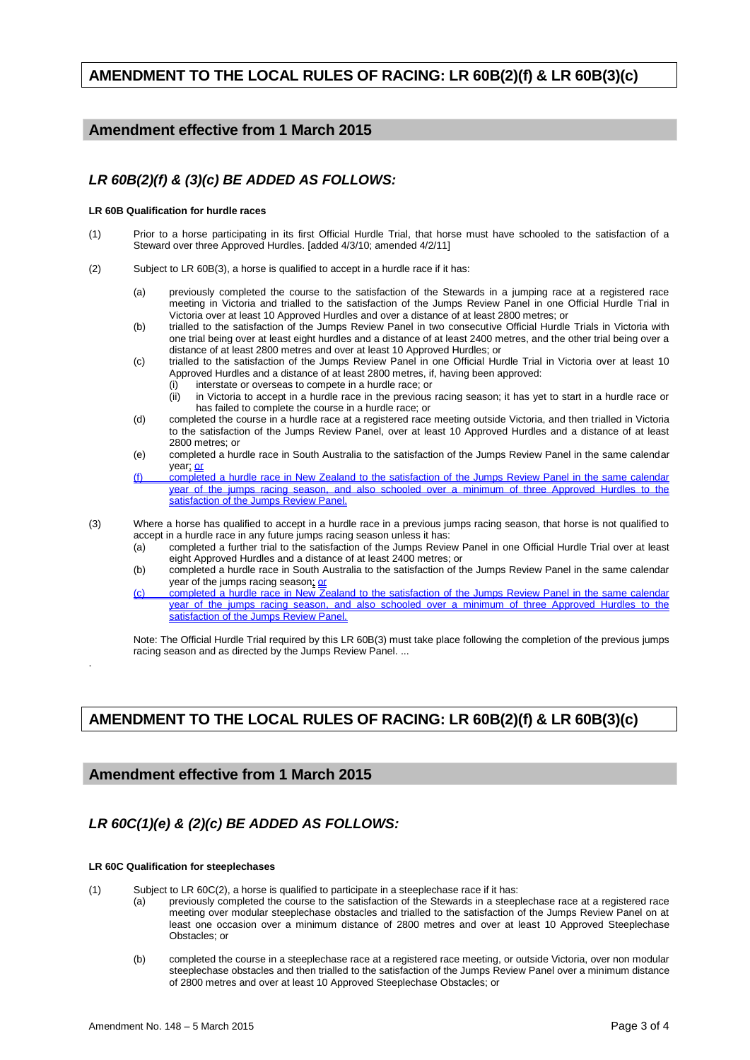## AMENDMENT TO THE LOCAL RULES OF RACING: LR 60B(2)(f) & LR 60B(3)(c)

### Amendment effective from 1 March 2015

### *LR 60B(2)(f) & (3)(c) BE ADDED AS FOLLOWS:*

**LR 60B Qualification for hurdle races**

(1) Prior to a horse participating in its first Official Hurdle Trial, that horse must have schooled to the satisfaction of a Steward over three Approved Hurdles. [added 4/3/10; amended 4/2/11]

(2) Subject to LR 60B(3), a horse is qualified to accept in a hurdle race if it has:

- (a) previously completed the course to the satisfaction of the Stewards in a jumping race at a registered race meeting in Victoria and trialled to the satisfaction of the Jumps Review Panel in one Official Hurdle Trial in Victoria over at least 10 Approved Hurdles and over a distance of at least 2800 metres; or
- (b) trialled to the satisfaction of the Jumps Review Panel in two consecutive Official Hurdle Trials in Victoria with one trial being over at least eight hurdles and a distance of at least 2400 metres, and the other trial being over a distance of at least 2800 metres and over at least 10 Approved Hurdles; or
- (c) trialled to the satisfaction of the Jumps Review Panel in one Official Hurdle Trial in Victoria over at least 10 Approved Hurdles and a distance of at least 2800 metres, if, having been approved:
  - (i) interstate or overseas to compete in a hurdle race; or
  - (ii) in Victoria to accept in a hurdle race in the previous racing season; it has yet to start in a hurdle race or has failed to complete the course in a hurdle race; or
- (d) completed the course in a hurdle race at a registered race meeting outside Victoria, and then trialled in Victoria to the satisfaction of the Jumps Review Panel, over at least 10 Approved Hurdles and a distance of at least 2800 metres; or
- (e) completed a hurdle race in South Australia to the satisfaction of the Jumps Review Panel in the same calendar year; or
- (f) completed a hurdle race in New Zealand to the satisfaction of the Jumps Review Panel in the same calendar year of the jumps racing season, and also schooled over a minimum of three Approved Hurdles to the satisfaction of the Jumps Review Panel.

(3) Where a horse has qualified to accept in a hurdle race in a previous jumps racing season, that horse is not qualified to accept in a hurdle race in any future jumps racing season unless it has:

- (a) completed a further trial to the satisfaction of the Jumps Review Panel in one Official Hurdle Trial over at least eight Approved Hurdles and a distance of at least 2400 metres; or
- (b) completed a hurdle race in South Australia to the satisfaction of the Jumps Review Panel in the same calendar year of the jumps racing season; or
- (c) completed a hurdle race in New Zealand to the satisfaction of the Jumps Review Panel in the same calendar year of the jumps racing season, and also schooled over a minimum of three Approved Hurdles to the satisfaction of the Jumps Review Panel.

Note: The Official Hurdle Trial required by this LR 60B(3) must take place following the completion of the previous jumps racing season and as directed by the Jumps Review Panel. ...

## AMENDMENT TO THE LOCAL RULES OF RACING: LR 60B(2)(f) & LR 60B(3)(c)

### Amendment effective from 1 March 2015

### *LR 60C(1)(e) & (2)(c) BE ADDED AS FOLLOWS:*

**LR 60C Qualification for steeplechases**

(1) Subject to LR 60C(2), a horse is qualified to participate in a steeplechase race if it has:

- (a) previously completed the course to the satisfaction of the Stewards in a steeplechase race at a registered race meeting over modular steeplechase obstacles and trialled to the satisfaction of the Jumps Review Panel on at least one occasion over a minimum distance of 2800 metres and over at least 10 Approved Steeplechase Obstacles; or
- (b) completed the course in a steeplechase race at a registered race meeting, or outside Victoria, over non modular steeplechase obstacles and then trialled to the satisfaction of the Jumps Review Panel over a minimum distance of 2800 metres and over at least 10 Approved Steeplechase Obstacles; or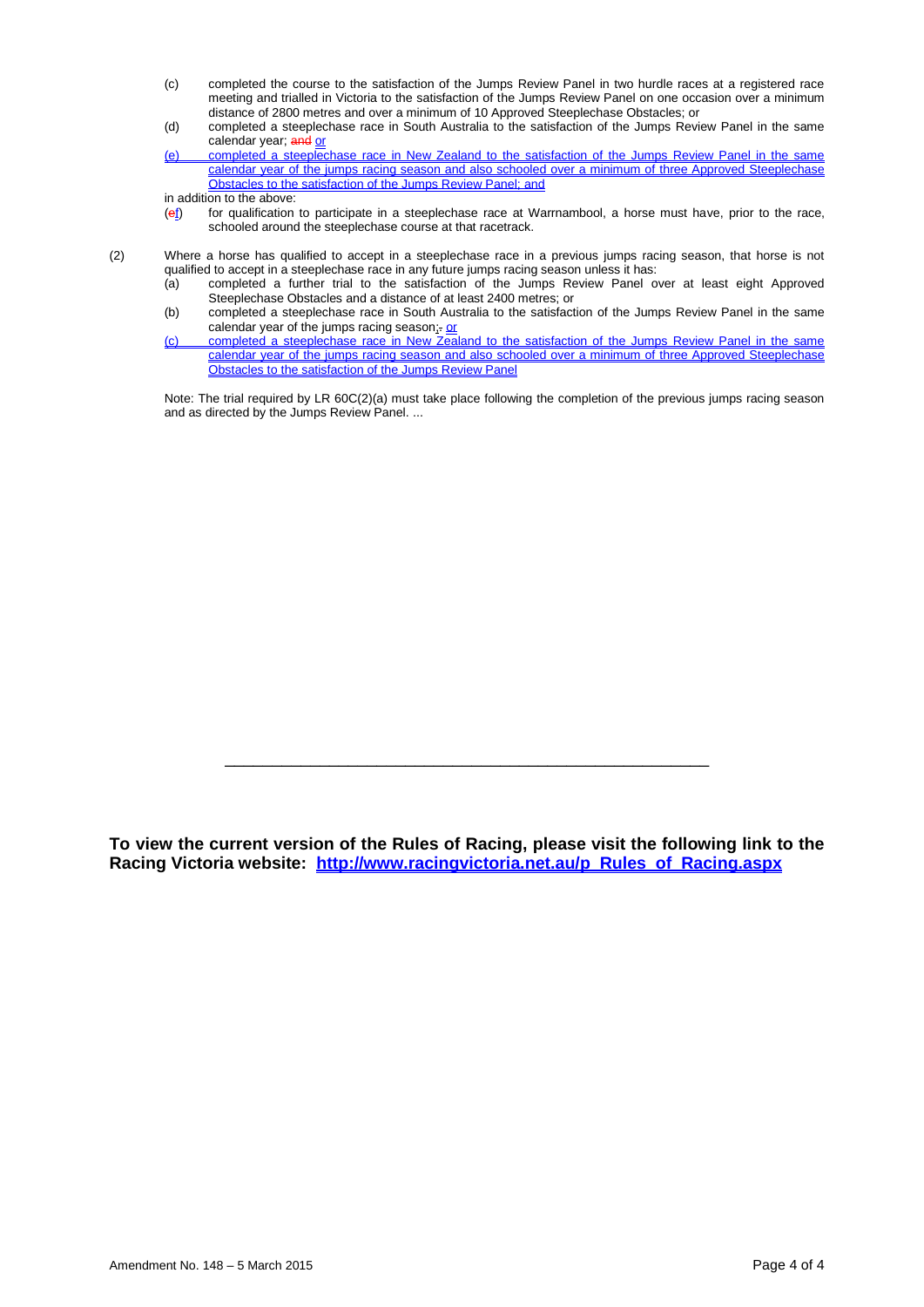(c) completed the course to the satisfaction of the Jumps Review Panel in two hurdle races at a registered race meeting and trialled in Victoria to the satisfaction of the Jumps Review Panel on one occasion over a minimum distance of 2800 metres and over a minimum of 10 Approved Steeplechase Obstacles; or

(d) completed a steeplechase race in South Australia to the satisfaction of the Jumps Review Panel in the same calendar year; ~~and~~ or

(e) completed a steeplechase race in New Zealand to the satisfaction of the Jumps Review Panel in the same calendar year of the jumps racing season and also schooled over a minimum of three Approved Steeplechase Obstacles to the satisfaction of the Jumps Review Panel; and

in addition to the above:

(~~e~~f) for qualification to participate in a steeplechase race at Warrnambool, a horse must have, prior to the race, schooled around the steeplechase course at that racetrack.

(2) Where a horse has qualified to accept in a steeplechase race in a previous jumps racing season, that horse is not qualified to accept in a steeplechase race in any future jumps racing season unless it has:

(a) completed a further trial to the satisfaction of the Jumps Review Panel over at least eight Approved Steeplechase Obstacles and a distance of at least 2400 metres; or

(b) completed a steeplechase race in South Australia to the satisfaction of the Jumps Review Panel in the same calendar year of the jumps racing season;~~.~~ or

(c) completed a steeplechase race in New Zealand to the satisfaction of the Jumps Review Panel in the same calendar year of the jumps racing season and also schooled over a minimum of three Approved Steeplechase Obstacles to the satisfaction of the Jumps Review Panel

Note: The trial required by LR 60C(2)(a) must take place following the completion of the previous jumps racing season and as directed by the Jumps Review Panel. ...

---

**To view the current version of the Rules of Racing, please visit the following link to the Racing Victoria website: [http://www.racingvictoria.net.au/p_Rules_of_Racing.aspx](http://www.racingvictoria.net.au/p_Rules_of_Racing.aspx)**

Amendment No. 148 – 5 March 2015